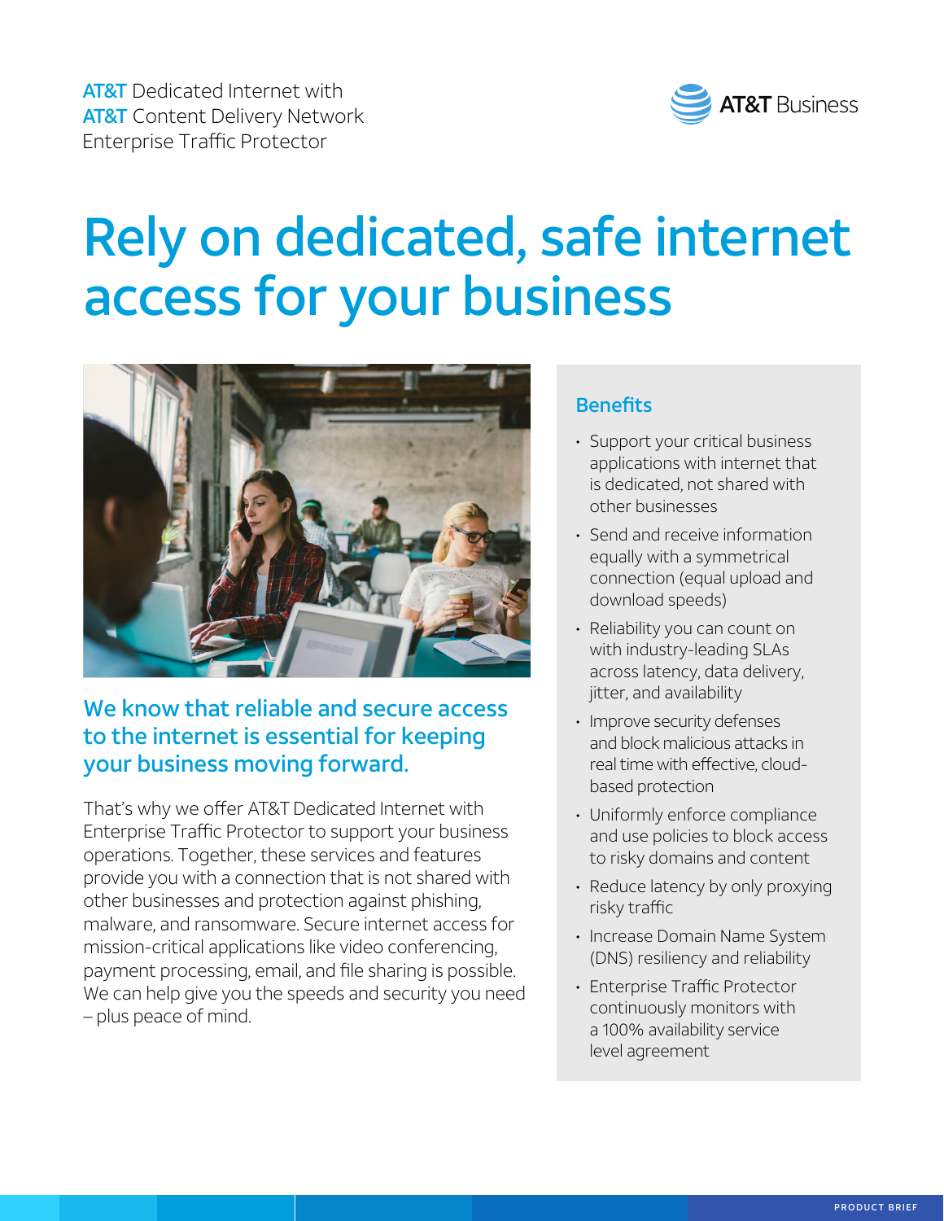AT&T Dedicated Internet with
AT&T Content Delivery Network
Enterprise Traffic Protector

AT&T Business

# Rely on dedicated, safe internet access for your business

## We know that reliable and secure access to the internet is essential for keeping your business moving forward.

That's why we offer AT&T Dedicated Internet with Enterprise Traffic Protector to support your business operations. Together, these services and features provide you with a connection that is not shared with other businesses and protection against phishing, malware, and ransomware. Secure internet access for mission-critical applications like video conferencing, payment processing, email, and file sharing is possible. We can help give you the speeds and security you need – plus peace of mind.

### Benefits

- Support your critical business applications with internet that is dedicated, not shared with other businesses
- Send and receive information equally with a symmetrical connection (equal upload and download speeds)
- Reliability you can count on with industry-leading SLAs across latency, data delivery, jitter, and availability
- Improve security defenses and block malicious attacks in real time with effective, cloud-based protection
- Uniformly enforce compliance and use policies to block access to risky domains and content
- Reduce latency by only proxying risky traffic
- Increase Domain Name System (DNS) resiliency and reliability
- Enterprise Traffic Protector continuously monitors with a 100% availability service level agreement

PRODUCT BRIEF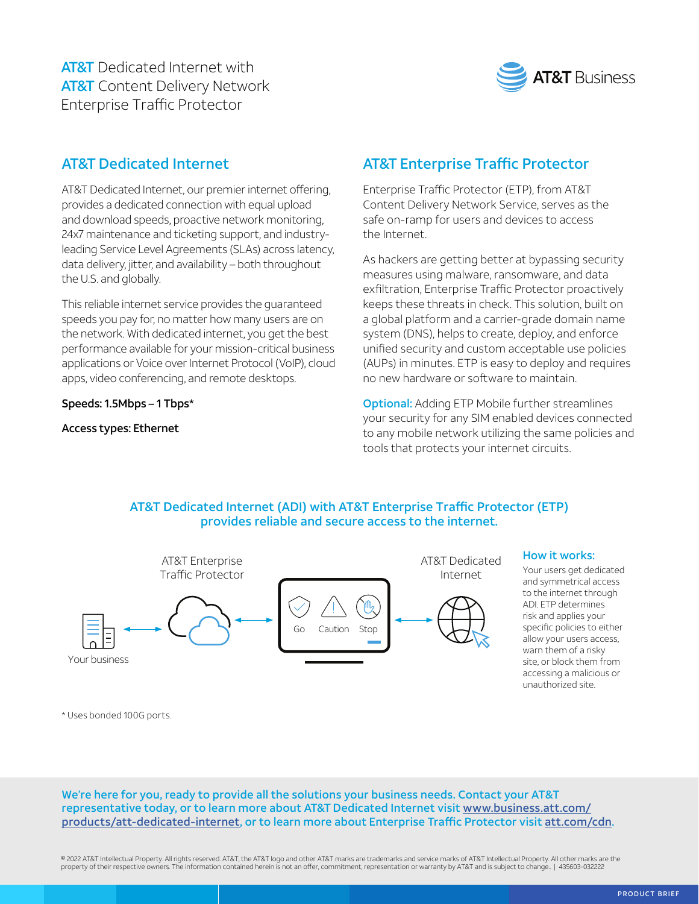# AT&T Dedicated Internet with AT&T Content Delivery Network Enterprise Traffic Protector

## AT&T Dedicated Internet

AT&T Dedicated Internet, our premier internet offering, provides a dedicated connection with equal upload and download speeds, proactive network monitoring, 24x7 maintenance and ticketing support, and industry-leading Service Level Agreements (SLAs) across latency, data delivery, jitter, and availability – both throughout the U.S. and globally.

This reliable internet service provides the guaranteed speeds you pay for, no matter how many users are on the network. With dedicated internet, you get the best performance available for your mission-critical business applications or Voice over Internet Protocol (VoIP), cloud apps, video conferencing, and remote desktops.

**Speeds: 1.5Mbps – 1 Tbps***

**Access types: Ethernet**

## AT&T Enterprise Traffic Protector

Enterprise Traffic Protector (ETP), from AT&T Content Delivery Network Service, serves as the safe on-ramp for users and devices to access the Internet.

As hackers are getting better at bypassing security measures using malware, ransomware, and data exfiltration, Enterprise Traffic Protector proactively keeps these threats in check. This solution, built on a global platform and a carrier-grade domain name system (DNS), helps to create, deploy, and enforce unified security and custom acceptable use policies (AUPs) in minutes. ETP is easy to deploy and requires no new hardware or software to maintain.

Optional: Adding ETP Mobile further streamlines your security for any SIM enabled devices connected to any mobile network utilizing the same policies and tools that protects your internet circuits.

### AT&T Dedicated Internet (ADI) with AT&T Enterprise Traffic Protector (ETP) provides reliable and secure access to the internet.

Your business

AT&T Enterprise Traffic Protector

Go

Caution

Stop

AT&T Dedicated Internet

**How it works:**

Your users get dedicated and symmetrical access to the internet through ADI. ETP determines risk and applies your specific policies to either allow your users access, warn them of a risky site, or block them from accessing a malicious or unauthorized site.

* Uses bonded 100G ports.

We're here for you, ready to provide all the solutions your business needs. Contact your AT&T representative today, or to learn more about AT&T Dedicated Internet visit www.business.att.com/products/att-dedicated-internet, or to learn more about Enterprise Traffic Protector visit att.com/cdn.

© 2022 AT&T Intellectual Property. All rights reserved. AT&T, the AT&T logo and other AT&T marks are trademarks and service marks of AT&T Intellectual Property. All other marks are the property of their respective owners. The information contained herein is not an offer, commitment, representation or warranty by AT&T and is subject to change. | 435603-032222

PRODUCT BRIEF